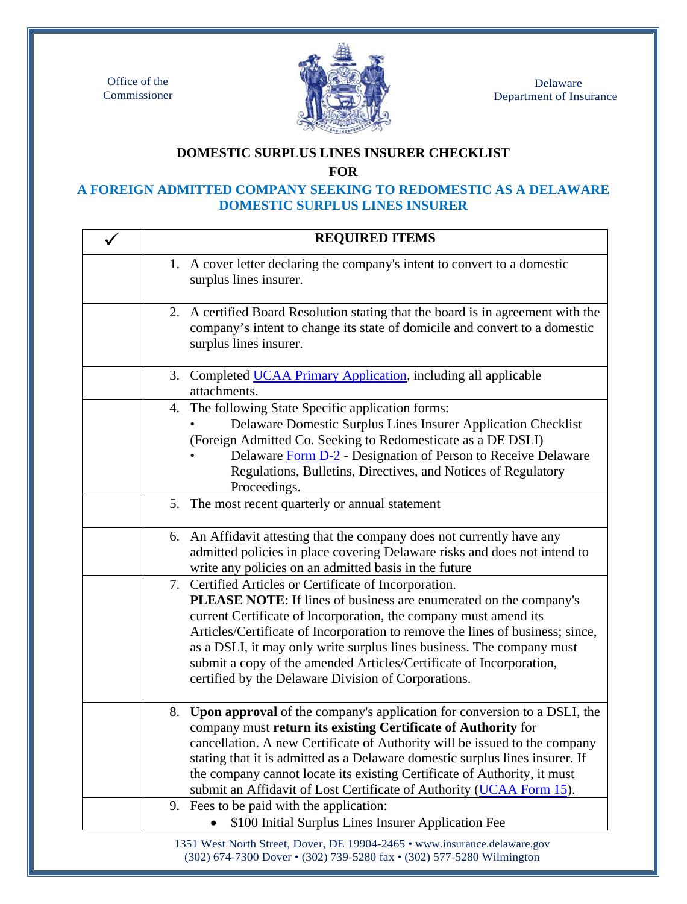Office of the Commissioner

Delaware Department of Insurance

# DOMESTIC SURPLUS LINES INSURER CHECKLIST

## FOR

## A FOREIGN ADMITTED COMPANY SEEKING TO REDOMESTIC AS A DELAWARE DOMESTIC SURPLUS LINES INSURER

| ✓ | REQUIRED ITEMS |
|---|---|
| | 1. A cover letter declaring the company's intent to convert to a domestic surplus lines insurer. |
| | 2. A certified Board Resolution stating that the board is in agreement with the company's intent to change its state of domicile and convert to a domestic surplus lines insurer. |
| | 3. Completed UCAA Primary Application, including all applicable attachments. |
| | 4. The following State Specific application forms: • Delaware Domestic Surplus Lines Insurer Application Checklist (Foreign Admitted Co. Seeking to Redomesticate as a DE DSLI) • Delaware Form D-2 - Designation of Person to Receive Delaware Regulations, Bulletins, Directives, and Notices of Regulatory Proceedings. |
| | 5. The most recent quarterly or annual statement |
| | 6. An Affidavit attesting that the company does not currently have any admitted policies in place covering Delaware risks and does not intend to write any policies on an admitted basis in the future |
| | 7. Certified Articles or Certificate of Incorporation. **PLEASE NOTE**: If lines of business are enumerated on the company's current Certificate of Incorporation, the company must amend its Articles/Certificate of Incorporation to remove the lines of business; since, as a DSLI, it may only write surplus lines business. The company must submit a copy of the amended Articles/Certificate of Incorporation, certified by the Delaware Division of Corporations. |
| | 8. **Upon approval** of the company's application for conversion to a DSLI, the company must **return its existing Certificate of Authority** for cancellation. A new Certificate of Authority will be issued to the company stating that it is admitted as a Delaware domestic surplus lines insurer. If the company cannot locate its existing Certificate of Authority, it must submit an Affidavit of Lost Certificate of Authority (UCAA Form 15). |
| | 9. Fees to be paid with the application: • $100 Initial Surplus Lines Insurer Application Fee |

1351 West North Street, Dover, DE 19904-2465 • www.insurance.delaware.gov
(302) 674-7300 Dover • (302) 739-5280 fax • (302) 577-5280 Wilmington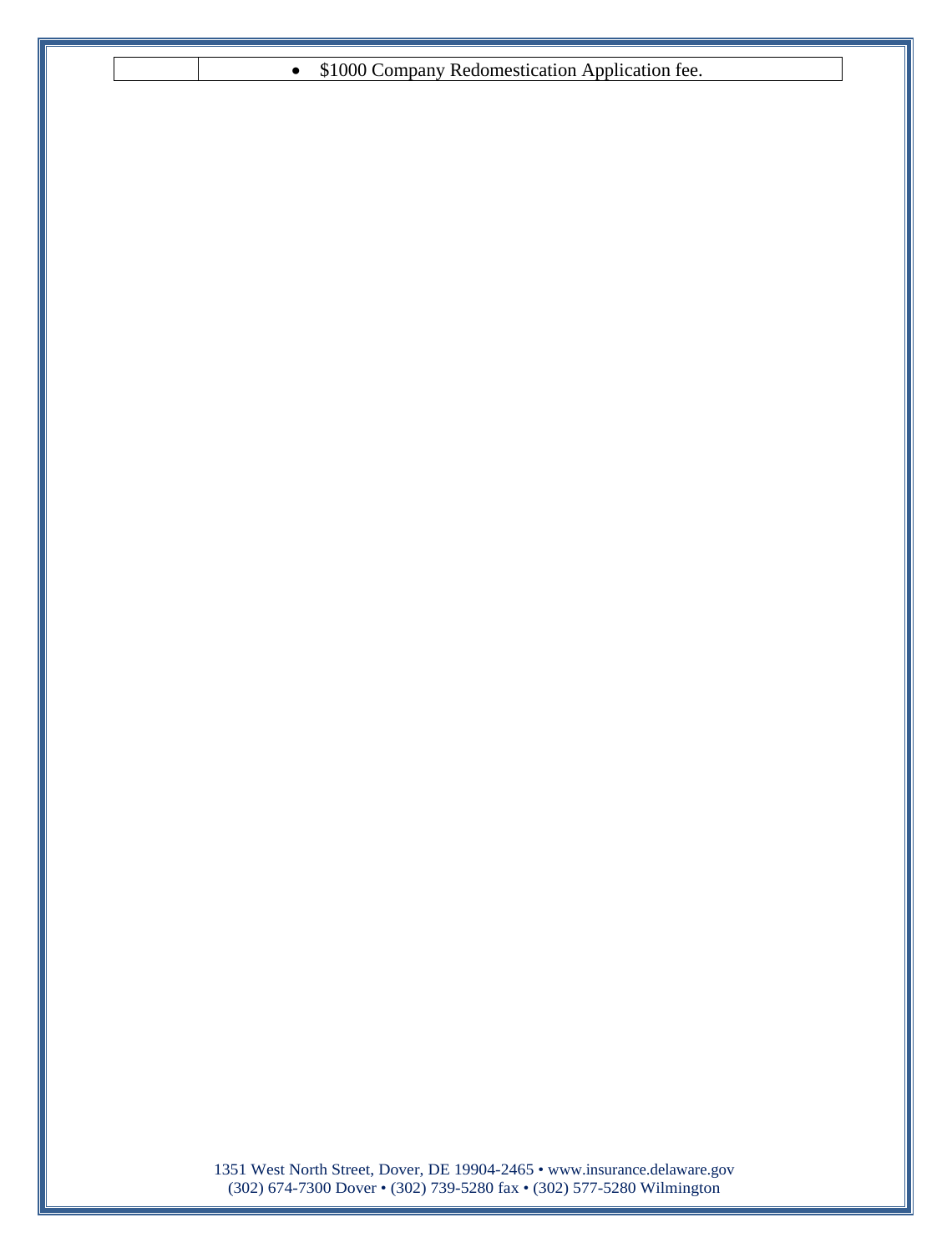| | |
|---|---|
| | • $1000 Company Redomestication Application fee. |